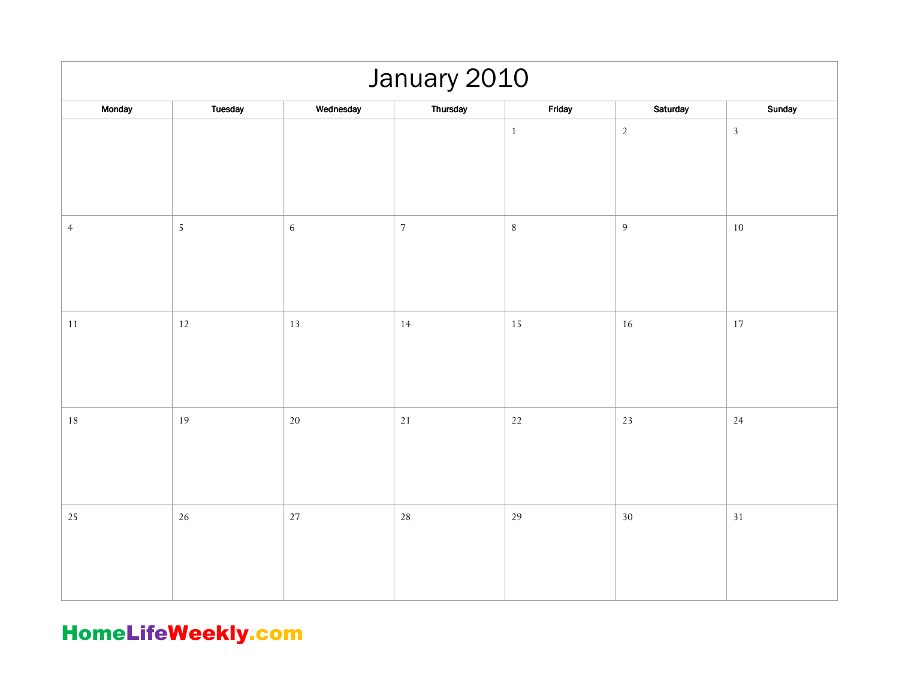# January 2010

| Monday | Tuesday | Wednesday | Thursday | Friday | Saturday | Sunday |
|---|---|---|---|---|---|---|
| | | | | 1 | 2 | 3 |
| 4 | 5 | 6 | 7 | 8 | 9 | 10 |
| 11 | 12 | 13 | 14 | 15 | 16 | 17 |
| 18 | 19 | 20 | 21 | 22 | 23 | 24 |
| 25 | 26 | 27 | 28 | 29 | 30 | 31 |

**HomeLifeWeekly.com**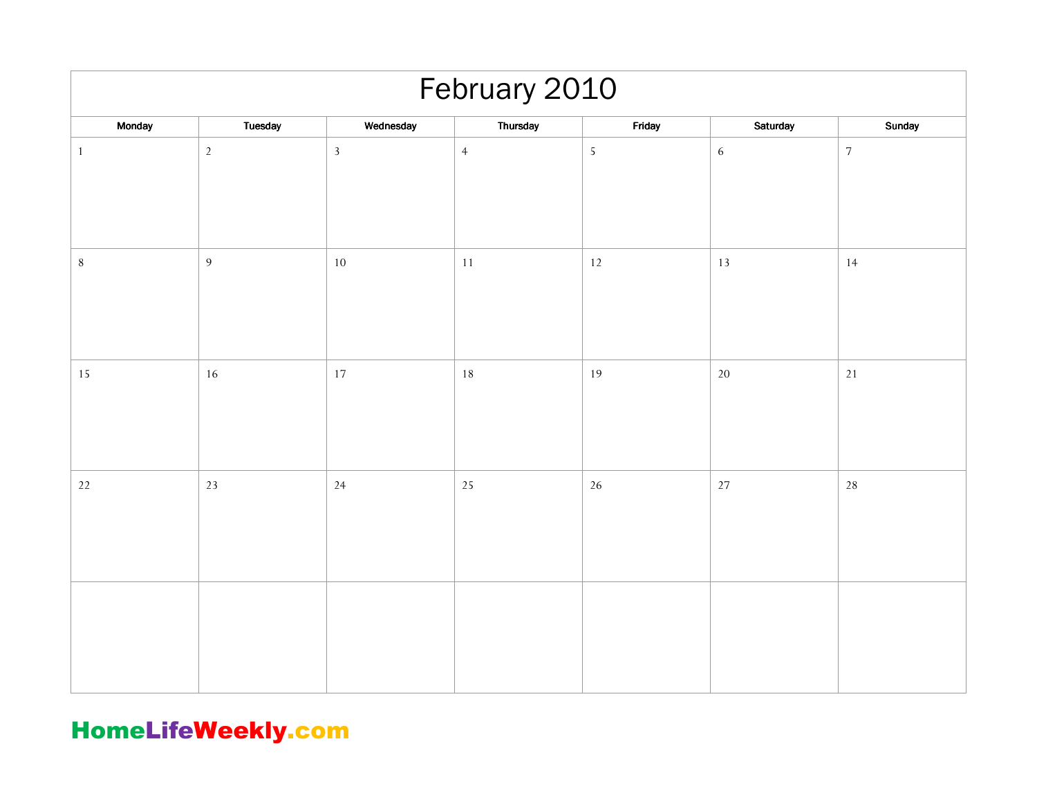# February 2010

| Monday | Tuesday | Wednesday | Thursday | Friday | Saturday | Sunday |
|---|---|---|---|---|---|---|
| 1 | 2 | 3 | 4 | 5 | 6 | 7 |
| 8 | 9 | 10 | 11 | 12 | 13 | 14 |
| 15 | 16 | 17 | 18 | 19 | 20 | 21 |
| 22 | 23 | 24 | 25 | 26 | 27 | 28 |
| | | | | | | |

**HomeLifeWeekly.com**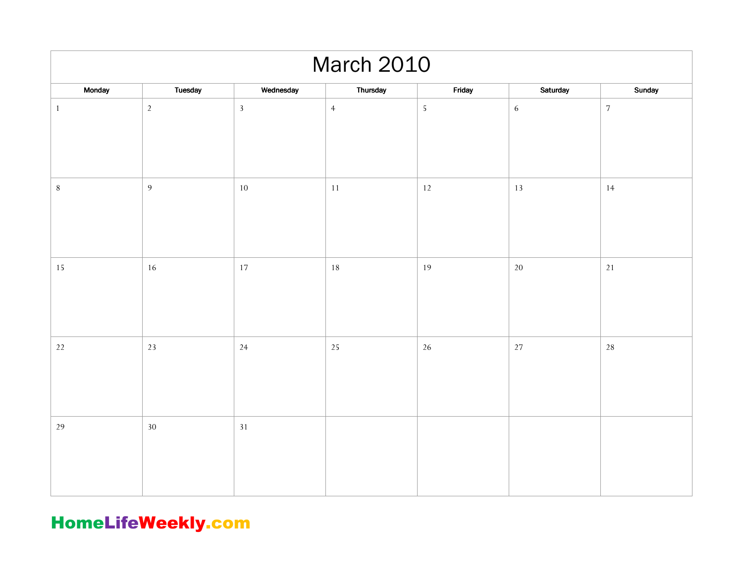# March 2010

| Monday | Tuesday | Wednesday | Thursday | Friday | Saturday | Sunday |
|---|---|---|---|---|---|---|
| 1 | 2 | 3 | 4 | 5 | 6 | 7 |
| 8 | 9 | 10 | 11 | 12 | 13 | 14 |
| 15 | 16 | 17 | 18 | 19 | 20 | 21 |
| 22 | 23 | 24 | 25 | 26 | 27 | 28 |
| 29 | 30 | 31 | | | | |

**HomeLifeWeekly.com**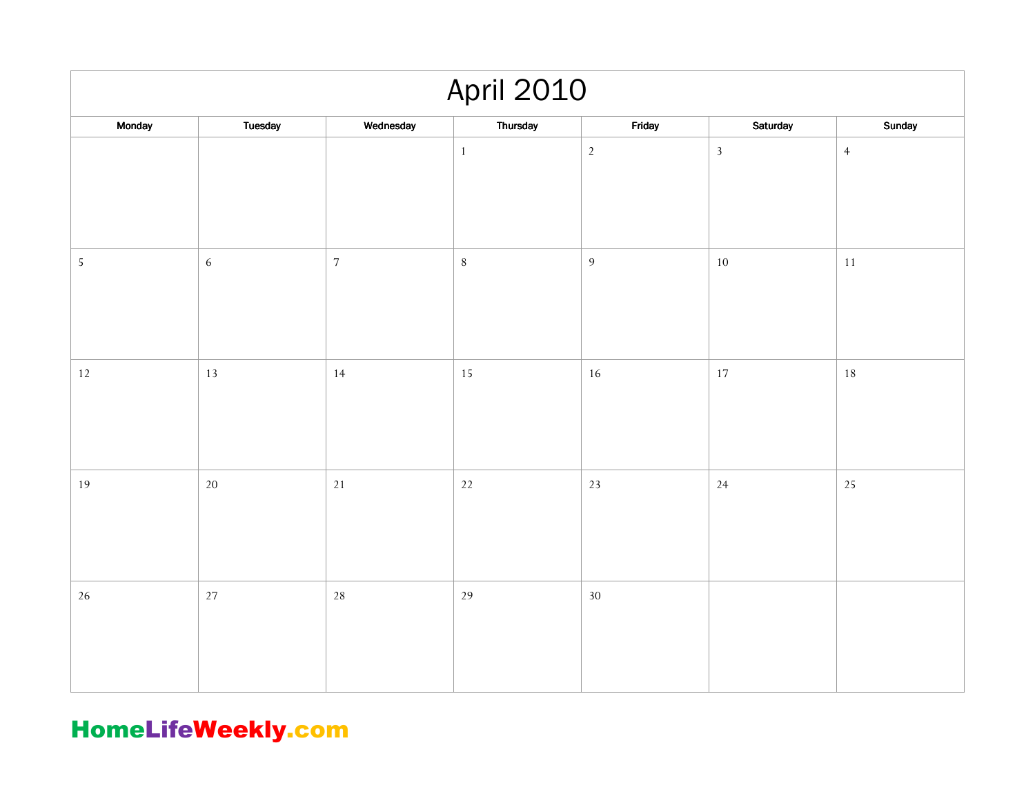# April 2010

| Monday | Tuesday | Wednesday | Thursday | Friday | Saturday | Sunday |
|---|---|---|---|---|---|---|
| | | | 1 | 2 | 3 | 4 |
| 5 | 6 | 7 | 8 | 9 | 10 | 11 |
| 12 | 13 | 14 | 15 | 16 | 17 | 18 |
| 19 | 20 | 21 | 22 | 23 | 24 | 25 |
| 26 | 27 | 28 | 29 | 30 | | |

HomeLifeWeekly.com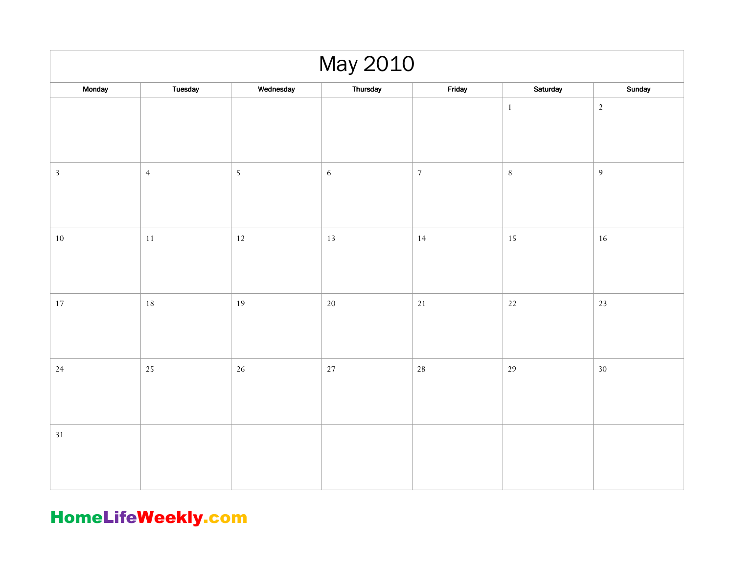# May 2010

| Monday | Tuesday | Wednesday | Thursday | Friday | Saturday | Sunday |
|---|---|---|---|---|---|---|
| | | | | | 1 | 2 |
| 3 | 4 | 5 | 6 | 7 | 8 | 9 |
| 10 | 11 | 12 | 13 | 14 | 15 | 16 |
| 17 | 18 | 19 | 20 | 21 | 22 | 23 |
| 24 | 25 | 26 | 27 | 28 | 29 | 30 |
| 31 | | | | | | |

HomeLifeWeekly.com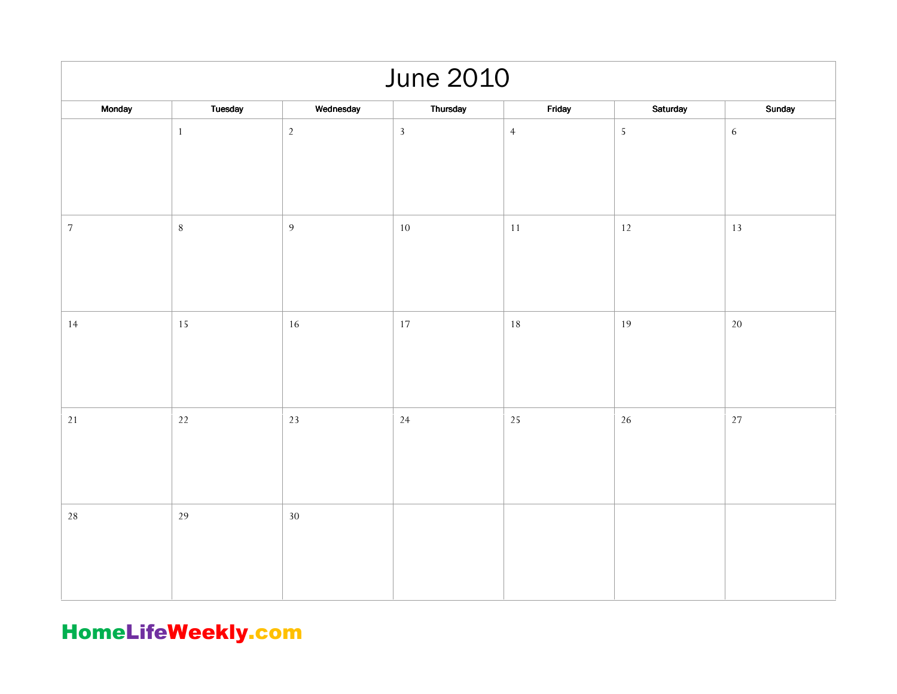# June 2010

| Monday | Tuesday | Wednesday | Thursday | Friday | Saturday | Sunday |
|---|---|---|---|---|---|---|
| | 1 | 2 | 3 | 4 | 5 | 6 |
| 7 | 8 | 9 | 10 | 11 | 12 | 13 |
| 14 | 15 | 16 | 17 | 18 | 19 | 20 |
| 21 | 22 | 23 | 24 | 25 | 26 | 27 |
| 28 | 29 | 30 | | | | |

**HomeLifeWeekly.com**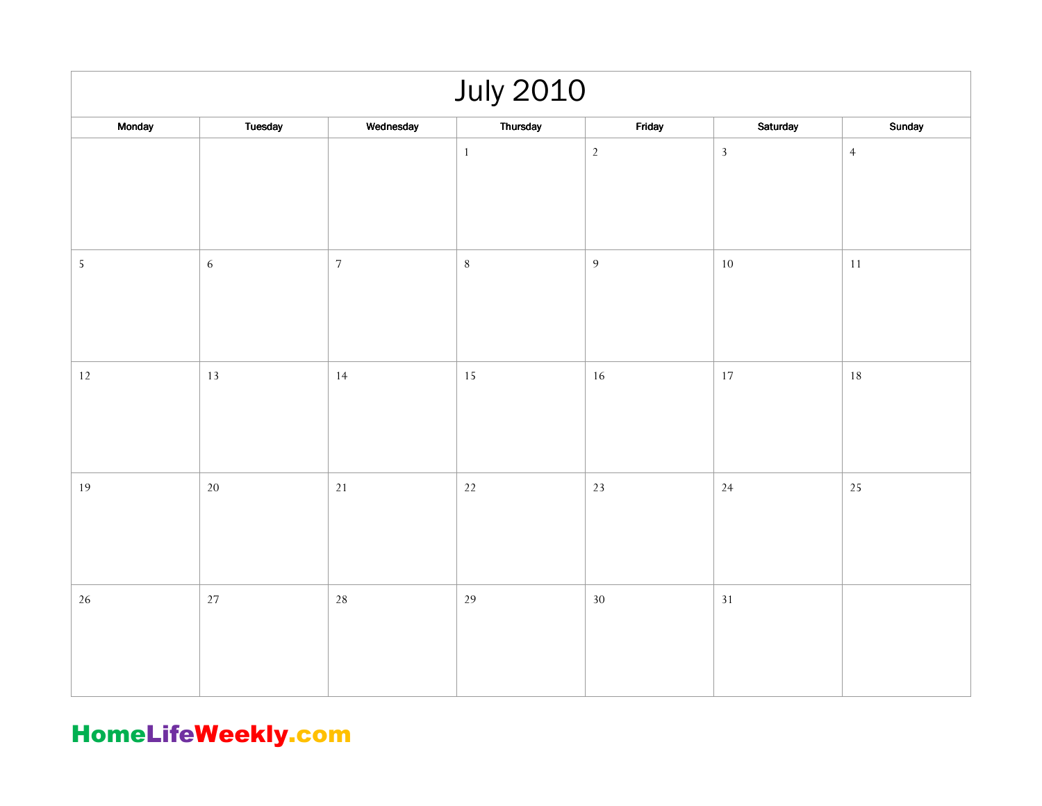# July 2010

| Monday | Tuesday | Wednesday | Thursday | Friday | Saturday | Sunday |
|---|---|---|---|---|---|---|
| | | | 1 | 2 | 3 | 4 |
| 5 | 6 | 7 | 8 | 9 | 10 | 11 |
| 12 | 13 | 14 | 15 | 16 | 17 | 18 |
| 19 | 20 | 21 | 22 | 23 | 24 | 25 |
| 26 | 27 | 28 | 29 | 30 | 31 | |

**HomeLifeWeekly.com**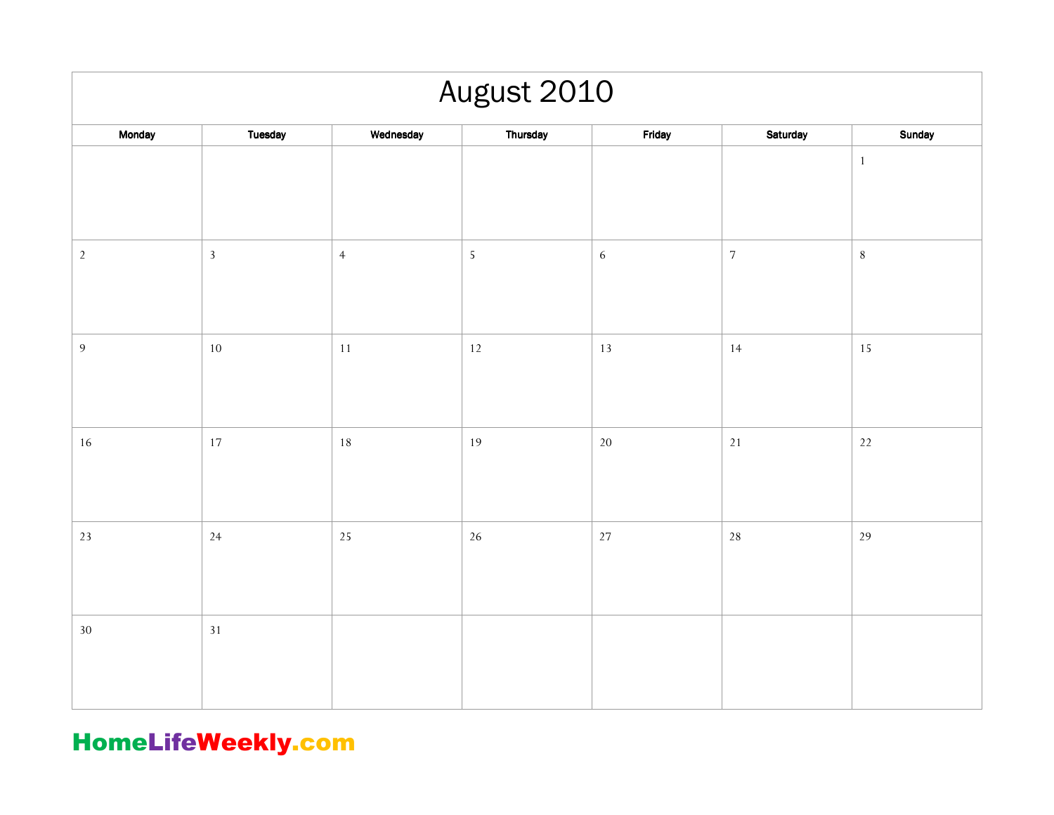# August 2010

| Monday | Tuesday | Wednesday | Thursday | Friday | Saturday | Sunday |
|---|---|---|---|---|---|---|
| | | | | | | 1 |
| 2 | 3 | 4 | 5 | 6 | 7 | 8 |
| 9 | 10 | 11 | 12 | 13 | 14 | 15 |
| 16 | 17 | 18 | 19 | 20 | 21 | 22 |
| 23 | 24 | 25 | 26 | 27 | 28 | 29 |
| 30 | 31 | | | | | |

HomeLifeWeekly.com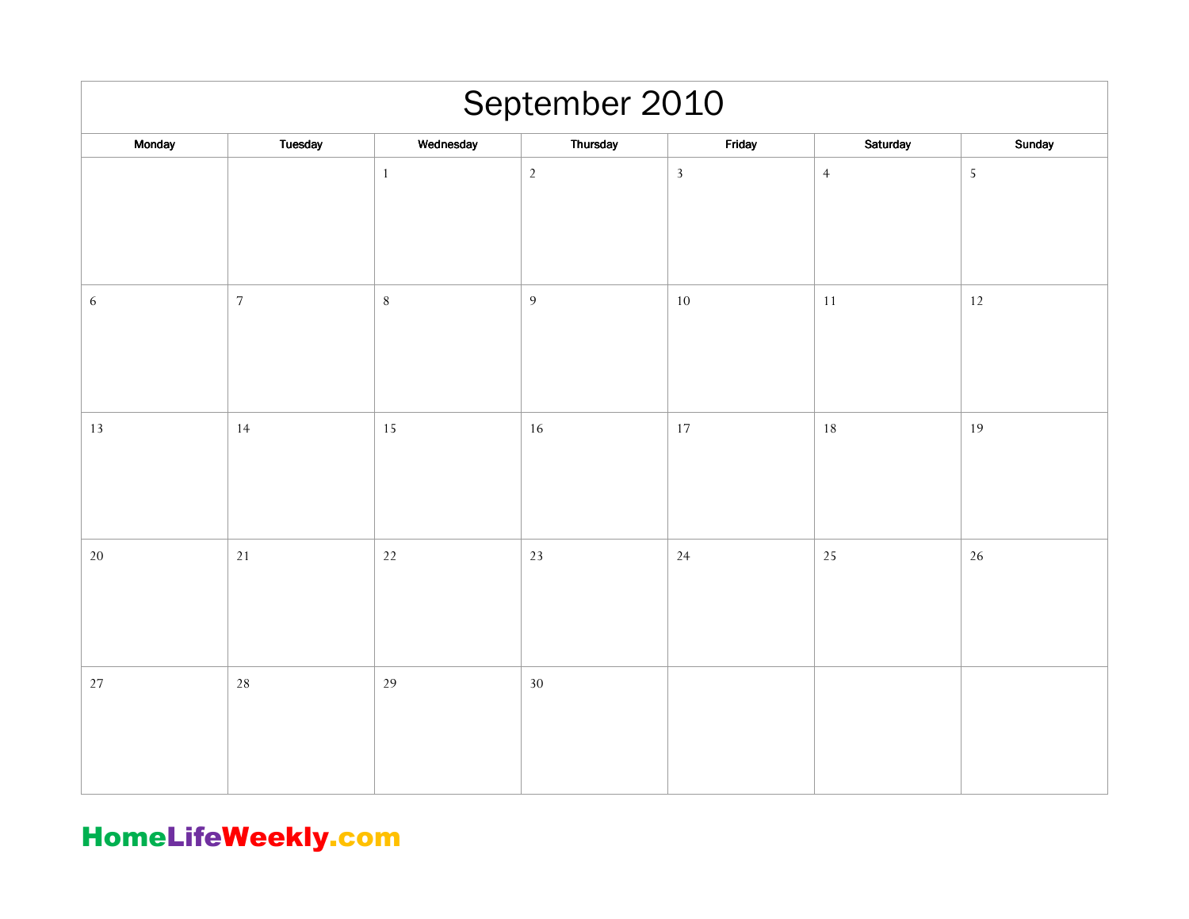# September 2010

| Monday | Tuesday | Wednesday | Thursday | Friday | Saturday | Sunday |
|---|---|---|---|---|---|---|
| | | 1 | 2 | 3 | 4 | 5 |
| 6 | 7 | 8 | 9 | 10 | 11 | 12 |
| 13 | 14 | 15 | 16 | 17 | 18 | 19 |
| 20 | 21 | 22 | 23 | 24 | 25 | 26 |
| 27 | 28 | 29 | 30 | | | |

**HomeLifeWeekly.com**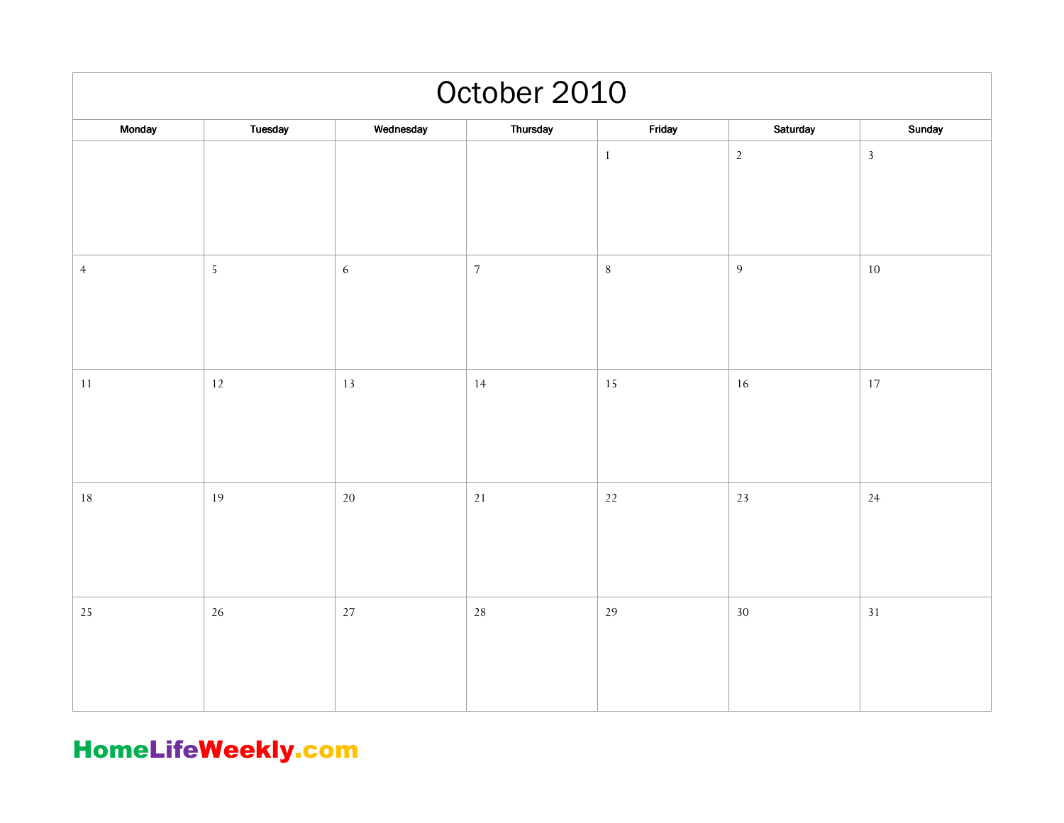# October 2010

| Monday | Tuesday | Wednesday | Thursday | Friday | Saturday | Sunday |
|---|---|---|---|---|---|---|
| | | | | 1 | 2 | 3 |
| 4 | 5 | 6 | 7 | 8 | 9 | 10 |
| 11 | 12 | 13 | 14 | 15 | 16 | 17 |
| 18 | 19 | 20 | 21 | 22 | 23 | 24 |
| 25 | 26 | 27 | 28 | 29 | 30 | 31 |

**HomeLifeWeekly.com**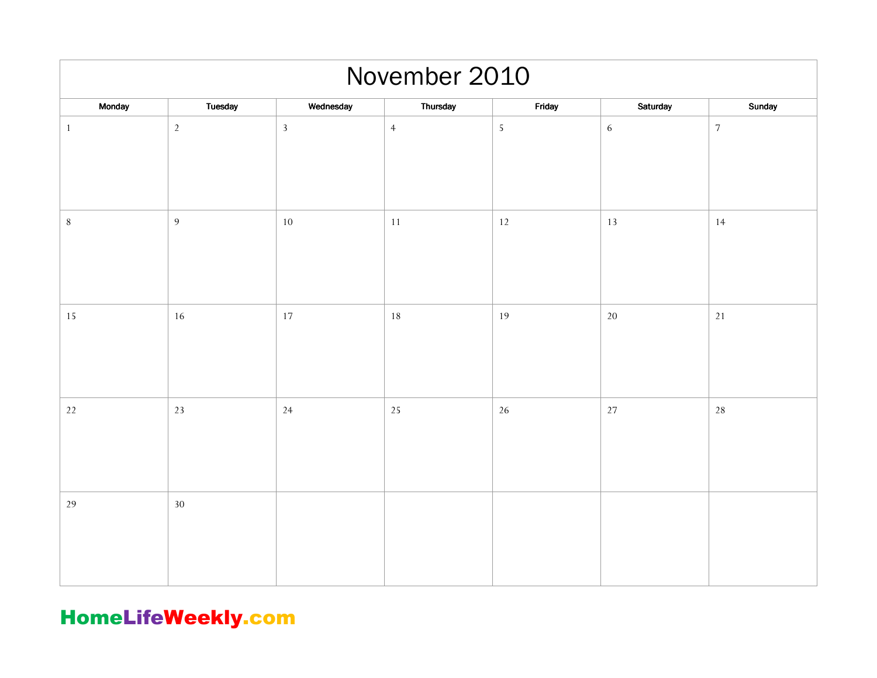# November 2010

| Monday | Tuesday | Wednesday | Thursday | Friday | Saturday | Sunday |
|---|---|---|---|---|---|---|
| 1 | 2 | 3 | 4 | 5 | 6 | 7 |
| 8 | 9 | 10 | 11 | 12 | 13 | 14 |
| 15 | 16 | 17 | 18 | 19 | 20 | 21 |
| 22 | 23 | 24 | 25 | 26 | 27 | 28 |
| 29 | 30 | | | | | |

**HomeLifeWeekly.com**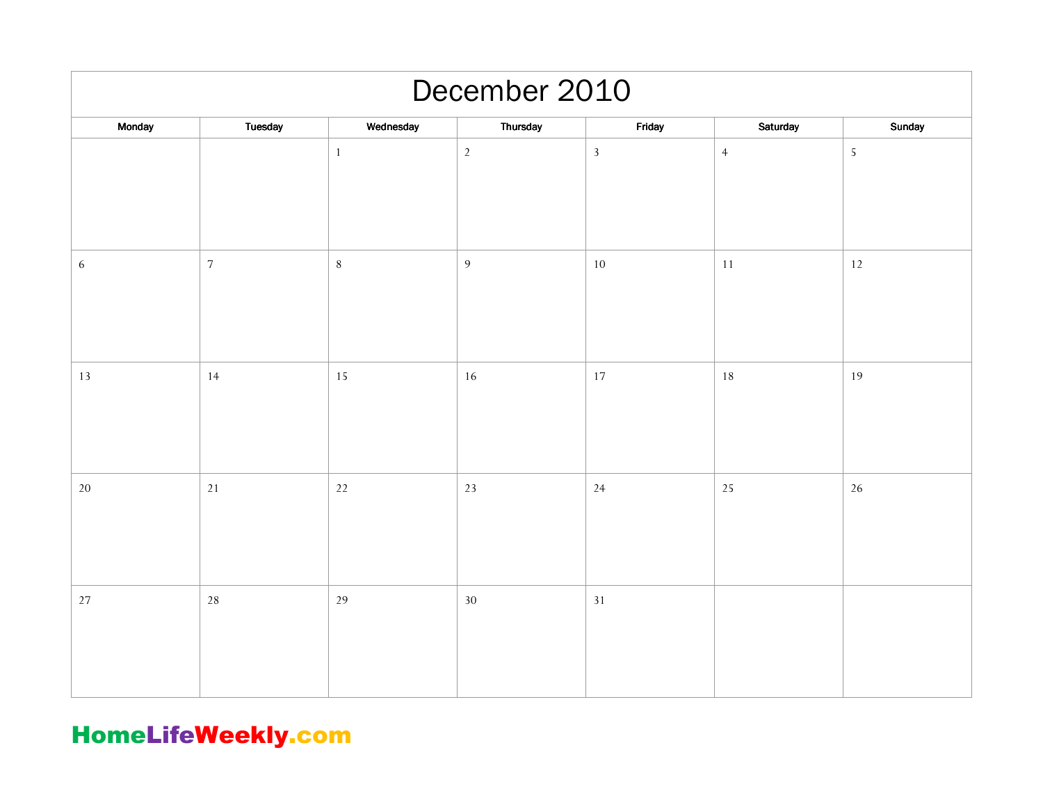# December 2010

| Monday | Tuesday | Wednesday | Thursday | Friday | Saturday | Sunday |
| --- | --- | --- | --- | --- | --- | --- |
| | | 1 | 2 | 3 | 4 | 5 |
| 6 | 7 | 8 | 9 | 10 | 11 | 12 |
| 13 | 14 | 15 | 16 | 17 | 18 | 19 |
| 20 | 21 | 22 | 23 | 24 | 25 | 26 |
| 27 | 28 | 29 | 30 | 31 | | |

HomeLifeWeekly.com